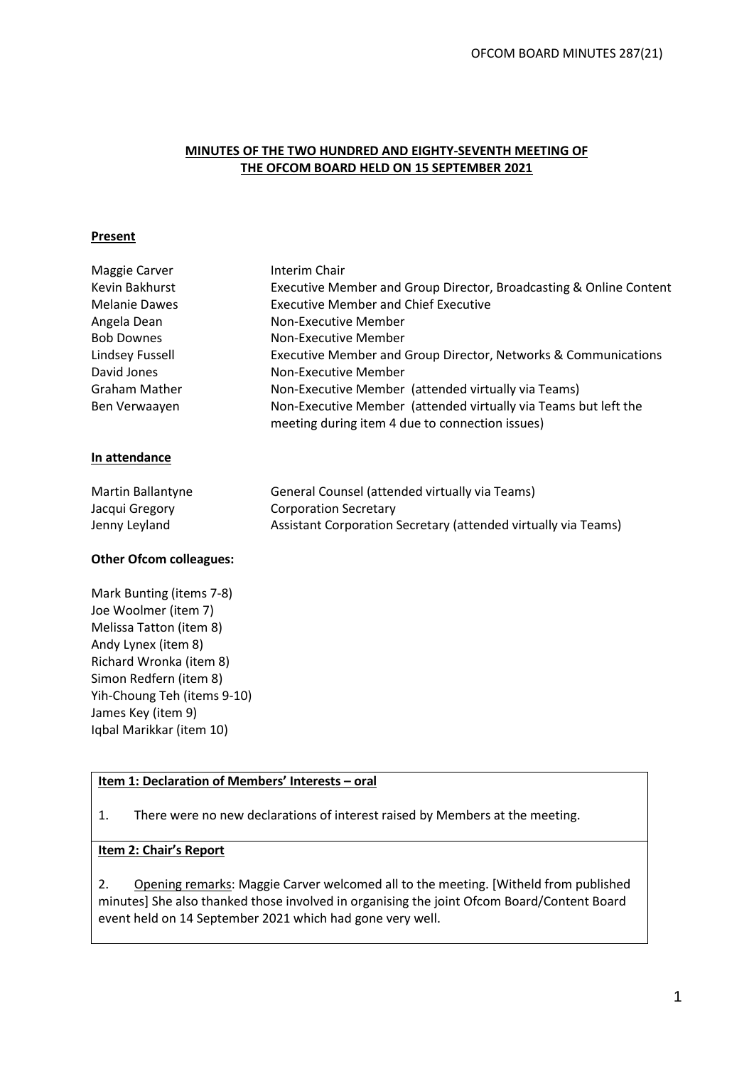**MINUTES OF THE TWO HUNDRED AND EIGHTY-SEVENTH MEETING OF THE OFCOM BOARD HELD ON 15 SEPTEMBER 2021**

**Present**

| | |
|---|---|
| Maggie Carver | Interim Chair |
| Kevin Bakhurst | Executive Member and Group Director, Broadcasting & Online Content |
| Melanie Dawes | Executive Member and Chief Executive |
| Angela Dean | Non-Executive Member |
| Bob Downes | Non-Executive Member |
| Lindsey Fussell | Executive Member and Group Director, Networks & Communications |
| David Jones | Non-Executive Member |
| Graham Mather | Non-Executive Member (attended virtually via Teams) |
| Ben Verwaayen | Non-Executive Member (attended virtually via Teams but left the meeting during item 4 due to connection issues) |

**In attendance**

| | |
|---|---|
| Martin Ballantyne | General Counsel (attended virtually via Teams) |
| Jacqui Gregory | Corporation Secretary |
| Jenny Leyland | Assistant Corporation Secretary (attended virtually via Teams) |

**Other Ofcom colleagues:**

Mark Bunting (items 7-8)
Joe Woolmer (item 7)
Melissa Tatton (item 8)
Andy Lynex (item 8)
Richard Wronka (item 8)
Simon Redfern (item 8)
Yih-Choung Teh (items 9-10)
James Key (item 9)
Iqbal Marikkar (item 10)

**Item 1: Declaration of Members' Interests – oral**

1. There were no new declarations of interest raised by Members at the meeting.

**Item 2: Chair's Report**

2. Opening remarks: Maggie Carver welcomed all to the meeting. [Witheld from published minutes] She also thanked those involved in organising the joint Ofcom Board/Content Board event held on 14 September 2021 which had gone very well.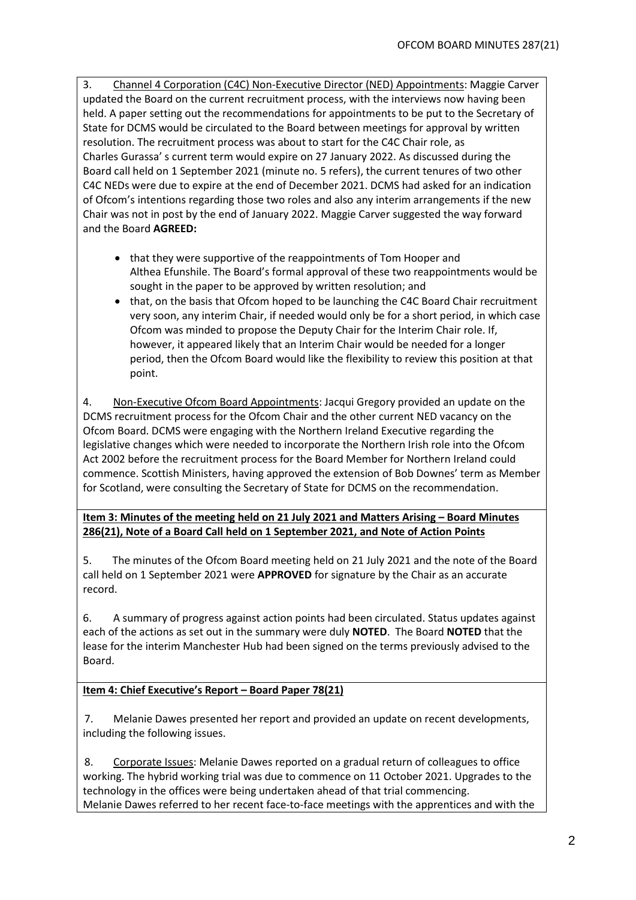3. Channel 4 Corporation (C4C) Non-Executive Director (NED) Appointments: Maggie Carver updated the Board on the current recruitment process, with the interviews now having been held. A paper setting out the recommendations for appointments to be put to the Secretary of State for DCMS would be circulated to the Board between meetings for approval by written resolution. The recruitment process was about to start for the C4C Chair role, as Charles Gurassa' s current term would expire on 27 January 2022. As discussed during the Board call held on 1 September 2021 (minute no. 5 refers), the current tenures of two other C4C NEDs were due to expire at the end of December 2021. DCMS had asked for an indication of Ofcom's intentions regarding those two roles and also any interim arrangements if the new Chair was not in post by the end of January 2022. Maggie Carver suggested the way forward and the Board **AGREED:**

- that they were supportive of the reappointments of Tom Hooper and Althea Efunshile. The Board's formal approval of these two reappointments would be sought in the paper to be approved by written resolution; and
- that, on the basis that Ofcom hoped to be launching the C4C Board Chair recruitment very soon, any interim Chair, if needed would only be for a short period, in which case Ofcom was minded to propose the Deputy Chair for the Interim Chair role. If, however, it appeared likely that an Interim Chair would be needed for a longer period, then the Ofcom Board would like the flexibility to review this position at that point.

4. Non-Executive Ofcom Board Appointments: Jacqui Gregory provided an update on the DCMS recruitment process for the Ofcom Chair and the other current NED vacancy on the Ofcom Board. DCMS were engaging with the Northern Ireland Executive regarding the legislative changes which were needed to incorporate the Northern Irish role into the Ofcom Act 2002 before the recruitment process for the Board Member for Northern Ireland could commence. Scottish Ministers, having approved the extension of Bob Downes' term as Member for Scotland, were consulting the Secretary of State for DCMS on the recommendation.

**Item 3: Minutes of the meeting held on 21 July 2021 and Matters Arising – Board Minutes 286(21), Note of a Board Call held on 1 September 2021, and Note of Action Points**

5. The minutes of the Ofcom Board meeting held on 21 July 2021 and the note of the Board call held on 1 September 2021 were **APPROVED** for signature by the Chair as an accurate record.

6. A summary of progress against action points had been circulated. Status updates against each of the actions as set out in the summary were duly **NOTED**. The Board **NOTED** that the lease for the interim Manchester Hub had been signed on the terms previously advised to the Board.

**Item 4: Chief Executive's Report – Board Paper 78(21)**

7. Melanie Dawes presented her report and provided an update on recent developments, including the following issues.

8. Corporate Issues: Melanie Dawes reported on a gradual return of colleagues to office working. The hybrid working trial was due to commence on 11 October 2021. Upgrades to the technology in the offices were being undertaken ahead of that trial commencing. Melanie Dawes referred to her recent face-to-face meetings with the apprentices and with the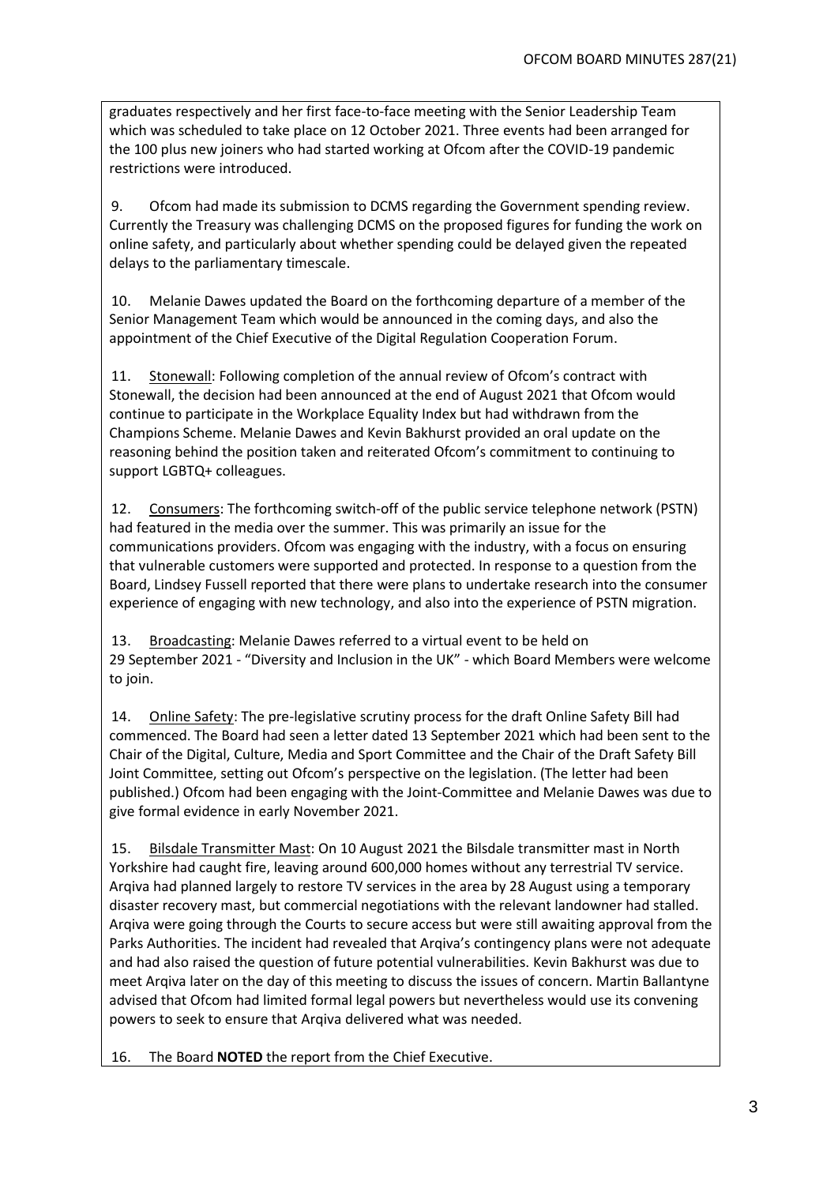graduates respectively and her first face-to-face meeting with the Senior Leadership Team which was scheduled to take place on 12 October 2021. Three events had been arranged for the 100 plus new joiners who had started working at Ofcom after the COVID-19 pandemic restrictions were introduced.

9. Ofcom had made its submission to DCMS regarding the Government spending review. Currently the Treasury was challenging DCMS on the proposed figures for funding the work on online safety, and particularly about whether spending could be delayed given the repeated delays to the parliamentary timescale.

10. Melanie Dawes updated the Board on the forthcoming departure of a member of the Senior Management Team which would be announced in the coming days, and also the appointment of the Chief Executive of the Digital Regulation Cooperation Forum.

11. Stonewall: Following completion of the annual review of Ofcom's contract with Stonewall, the decision had been announced at the end of August 2021 that Ofcom would continue to participate in the Workplace Equality Index but had withdrawn from the Champions Scheme. Melanie Dawes and Kevin Bakhurst provided an oral update on the reasoning behind the position taken and reiterated Ofcom's commitment to continuing to support LGBTQ+ colleagues.

12. Consumers: The forthcoming switch-off of the public service telephone network (PSTN) had featured in the media over the summer. This was primarily an issue for the communications providers. Ofcom was engaging with the industry, with a focus on ensuring that vulnerable customers were supported and protected. In response to a question from the Board, Lindsey Fussell reported that there were plans to undertake research into the consumer experience of engaging with new technology, and also into the experience of PSTN migration.

13. Broadcasting: Melanie Dawes referred to a virtual event to be held on 29 September 2021 - "Diversity and Inclusion in the UK" - which Board Members were welcome to join.

14. Online Safety: The pre-legislative scrutiny process for the draft Online Safety Bill had commenced. The Board had seen a letter dated 13 September 2021 which had been sent to the Chair of the Digital, Culture, Media and Sport Committee and the Chair of the Draft Safety Bill Joint Committee, setting out Ofcom's perspective on the legislation. (The letter had been published.) Ofcom had been engaging with the Joint-Committee and Melanie Dawes was due to give formal evidence in early November 2021.

15. Bilsdale Transmitter Mast: On 10 August 2021 the Bilsdale transmitter mast in North Yorkshire had caught fire, leaving around 600,000 homes without any terrestrial TV service. Arqiva had planned largely to restore TV services in the area by 28 August using a temporary disaster recovery mast, but commercial negotiations with the relevant landowner had stalled. Arqiva were going through the Courts to secure access but were still awaiting approval from the Parks Authorities. The incident had revealed that Arqiva's contingency plans were not adequate and had also raised the question of future potential vulnerabilities. Kevin Bakhurst was due to meet Arqiva later on the day of this meeting to discuss the issues of concern. Martin Ballantyne advised that Ofcom had limited formal legal powers but nevertheless would use its convening powers to seek to ensure that Arqiva delivered what was needed.

16. The Board **NOTED** the report from the Chief Executive.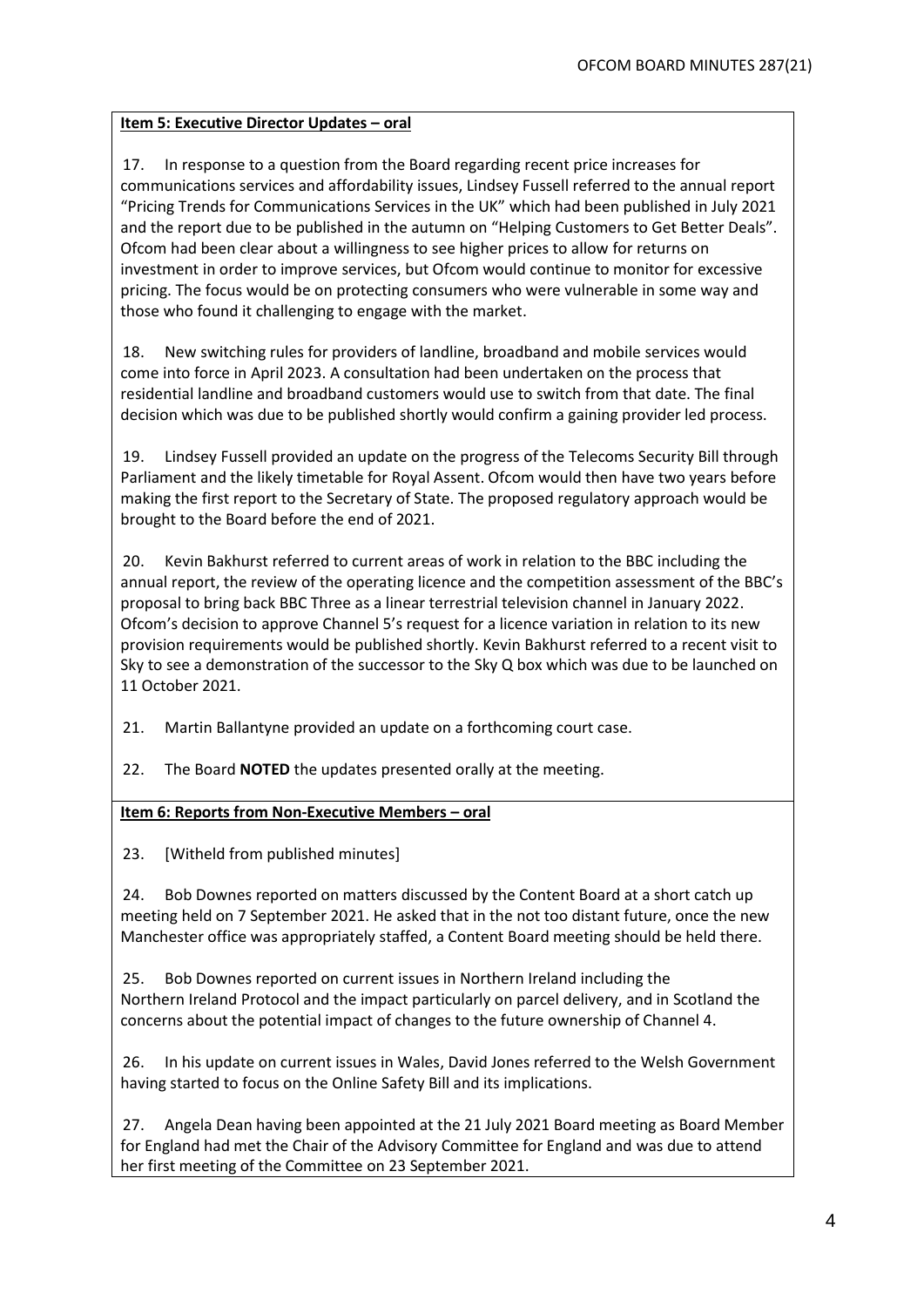**Item 5: Executive Director Updates – oral**

17. In response to a question from the Board regarding recent price increases for communications services and affordability issues, Lindsey Fussell referred to the annual report "Pricing Trends for Communications Services in the UK" which had been published in July 2021 and the report due to be published in the autumn on "Helping Customers to Get Better Deals". Ofcom had been clear about a willingness to see higher prices to allow for returns on investment in order to improve services, but Ofcom would continue to monitor for excessive pricing. The focus would be on protecting consumers who were vulnerable in some way and those who found it challenging to engage with the market.

18. New switching rules for providers of landline, broadband and mobile services would come into force in April 2023. A consultation had been undertaken on the process that residential landline and broadband customers would use to switch from that date. The final decision which was due to be published shortly would confirm a gaining provider led process.

19. Lindsey Fussell provided an update on the progress of the Telecoms Security Bill through Parliament and the likely timetable for Royal Assent. Ofcom would then have two years before making the first report to the Secretary of State. The proposed regulatory approach would be brought to the Board before the end of 2021.

20. Kevin Bakhurst referred to current areas of work in relation to the BBC including the annual report, the review of the operating licence and the competition assessment of the BBC's proposal to bring back BBC Three as a linear terrestrial television channel in January 2022. Ofcom's decision to approve Channel 5's request for a licence variation in relation to its new provision requirements would be published shortly. Kevin Bakhurst referred to a recent visit to Sky to see a demonstration of the successor to the Sky Q box which was due to be launched on 11 October 2021.

21. Martin Ballantyne provided an update on a forthcoming court case.

22. The Board **NOTED** the updates presented orally at the meeting.

**Item 6: Reports from Non-Executive Members – oral**

23. [Witheld from published minutes]

24. Bob Downes reported on matters discussed by the Content Board at a short catch up meeting held on 7 September 2021. He asked that in the not too distant future, once the new Manchester office was appropriately staffed, a Content Board meeting should be held there.

25. Bob Downes reported on current issues in Northern Ireland including the Northern Ireland Protocol and the impact particularly on parcel delivery, and in Scotland the concerns about the potential impact of changes to the future ownership of Channel 4.

26. In his update on current issues in Wales, David Jones referred to the Welsh Government having started to focus on the Online Safety Bill and its implications.

27. Angela Dean having been appointed at the 21 July 2021 Board meeting as Board Member for England had met the Chair of the Advisory Committee for England and was due to attend her first meeting of the Committee on 23 September 2021.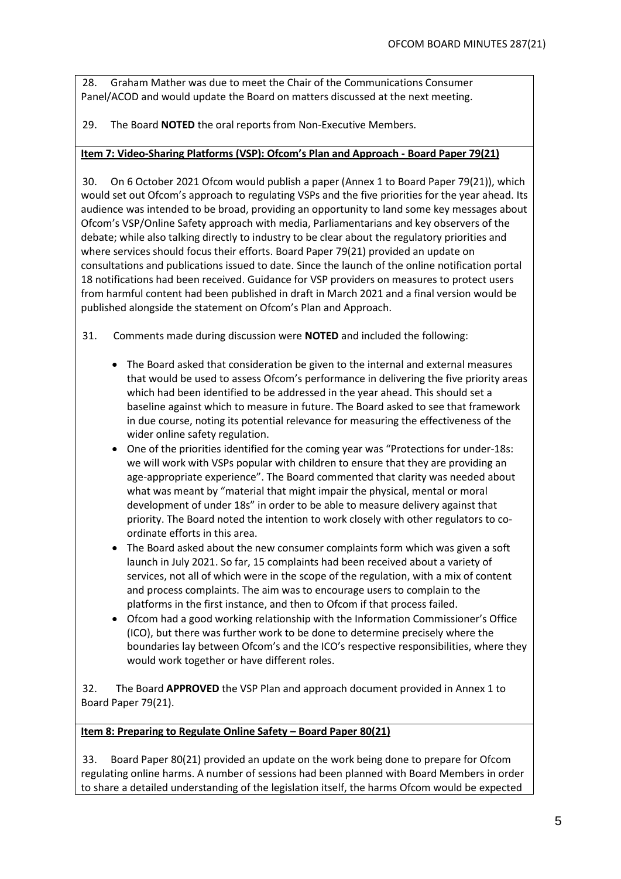28. Graham Mather was due to meet the Chair of the Communications Consumer Panel/ACOD and would update the Board on matters discussed at the next meeting.

29. The Board **NOTED** the oral reports from Non-Executive Members.

**Item 7: Video-Sharing Platforms (VSP): Ofcom's Plan and Approach - Board Paper 79(21)**

30. On 6 October 2021 Ofcom would publish a paper (Annex 1 to Board Paper 79(21)), which would set out Ofcom's approach to regulating VSPs and the five priorities for the year ahead. Its audience was intended to be broad, providing an opportunity to land some key messages about Ofcom's VSP/Online Safety approach with media, Parliamentarians and key observers of the debate; while also talking directly to industry to be clear about the regulatory priorities and where services should focus their efforts. Board Paper 79(21) provided an update on consultations and publications issued to date. Since the launch of the online notification portal 18 notifications had been received. Guidance for VSP providers on measures to protect users from harmful content had been published in draft in March 2021 and a final version would be published alongside the statement on Ofcom's Plan and Approach.

31. Comments made during discussion were **NOTED** and included the following:

- The Board asked that consideration be given to the internal and external measures that would be used to assess Ofcom's performance in delivering the five priority areas which had been identified to be addressed in the year ahead. This should set a baseline against which to measure in future. The Board asked to see that framework in due course, noting its potential relevance for measuring the effectiveness of the wider online safety regulation.
- One of the priorities identified for the coming year was "Protections for under-18s: we will work with VSPs popular with children to ensure that they are providing an age-appropriate experience". The Board commented that clarity was needed about what was meant by "material that might impair the physical, mental or moral development of under 18s" in order to be able to measure delivery against that priority. The Board noted the intention to work closely with other regulators to co-ordinate efforts in this area.
- The Board asked about the new consumer complaints form which was given a soft launch in July 2021. So far, 15 complaints had been received about a variety of services, not all of which were in the scope of the regulation, with a mix of content and process complaints. The aim was to encourage users to complain to the platforms in the first instance, and then to Ofcom if that process failed.
- Ofcom had a good working relationship with the Information Commissioner's Office (ICO), but there was further work to be done to determine precisely where the boundaries lay between Ofcom's and the ICO's respective responsibilities, where they would work together or have different roles.

32. The Board **APPROVED** the VSP Plan and approach document provided in Annex 1 to Board Paper 79(21).

**Item 8: Preparing to Regulate Online Safety – Board Paper 80(21)**

33. Board Paper 80(21) provided an update on the work being done to prepare for Ofcom regulating online harms. A number of sessions had been planned with Board Members in order to share a detailed understanding of the legislation itself, the harms Ofcom would be expected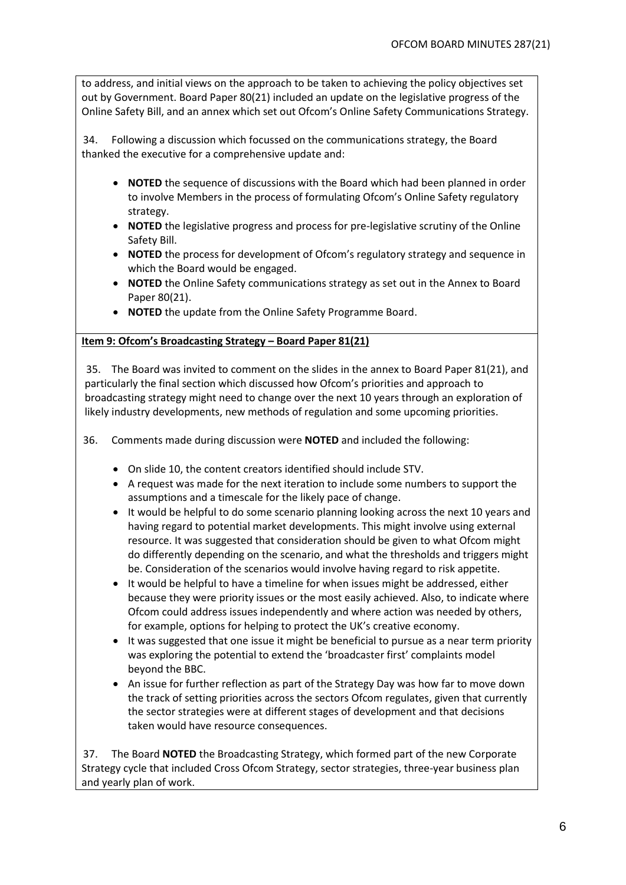to address, and initial views on the approach to be taken to achieving the policy objectives set out by Government. Board Paper 80(21) included an update on the legislative progress of the Online Safety Bill, and an annex which set out Ofcom's Online Safety Communications Strategy.

34. Following a discussion which focussed on the communications strategy, the Board thanked the executive for a comprehensive update and:

- **NOTED** the sequence of discussions with the Board which had been planned in order to involve Members in the process of formulating Ofcom's Online Safety regulatory strategy.
- **NOTED** the legislative progress and process for pre-legislative scrutiny of the Online Safety Bill.
- **NOTED** the process for development of Ofcom's regulatory strategy and sequence in which the Board would be engaged.
- **NOTED** the Online Safety communications strategy as set out in the Annex to Board Paper 80(21).
- **NOTED** the update from the Online Safety Programme Board.

**Item 9: Ofcom's Broadcasting Strategy – Board Paper 81(21)**

35. The Board was invited to comment on the slides in the annex to Board Paper 81(21), and particularly the final section which discussed how Ofcom's priorities and approach to broadcasting strategy might need to change over the next 10 years through an exploration of likely industry developments, new methods of regulation and some upcoming priorities.

36. Comments made during discussion were **NOTED** and included the following:

- On slide 10, the content creators identified should include STV.
- A request was made for the next iteration to include some numbers to support the assumptions and a timescale for the likely pace of change.
- It would be helpful to do some scenario planning looking across the next 10 years and having regard to potential market developments. This might involve using external resource. It was suggested that consideration should be given to what Ofcom might do differently depending on the scenario, and what the thresholds and triggers might be. Consideration of the scenarios would involve having regard to risk appetite.
- It would be helpful to have a timeline for when issues might be addressed, either because they were priority issues or the most easily achieved. Also, to indicate where Ofcom could address issues independently and where action was needed by others, for example, options for helping to protect the UK's creative economy.
- It was suggested that one issue it might be beneficial to pursue as a near term priority was exploring the potential to extend the 'broadcaster first' complaints model beyond the BBC.
- An issue for further reflection as part of the Strategy Day was how far to move down the track of setting priorities across the sectors Ofcom regulates, given that currently the sector strategies were at different stages of development and that decisions taken would have resource consequences.

37. The Board **NOTED** the Broadcasting Strategy, which formed part of the new Corporate Strategy cycle that included Cross Ofcom Strategy, sector strategies, three-year business plan and yearly plan of work.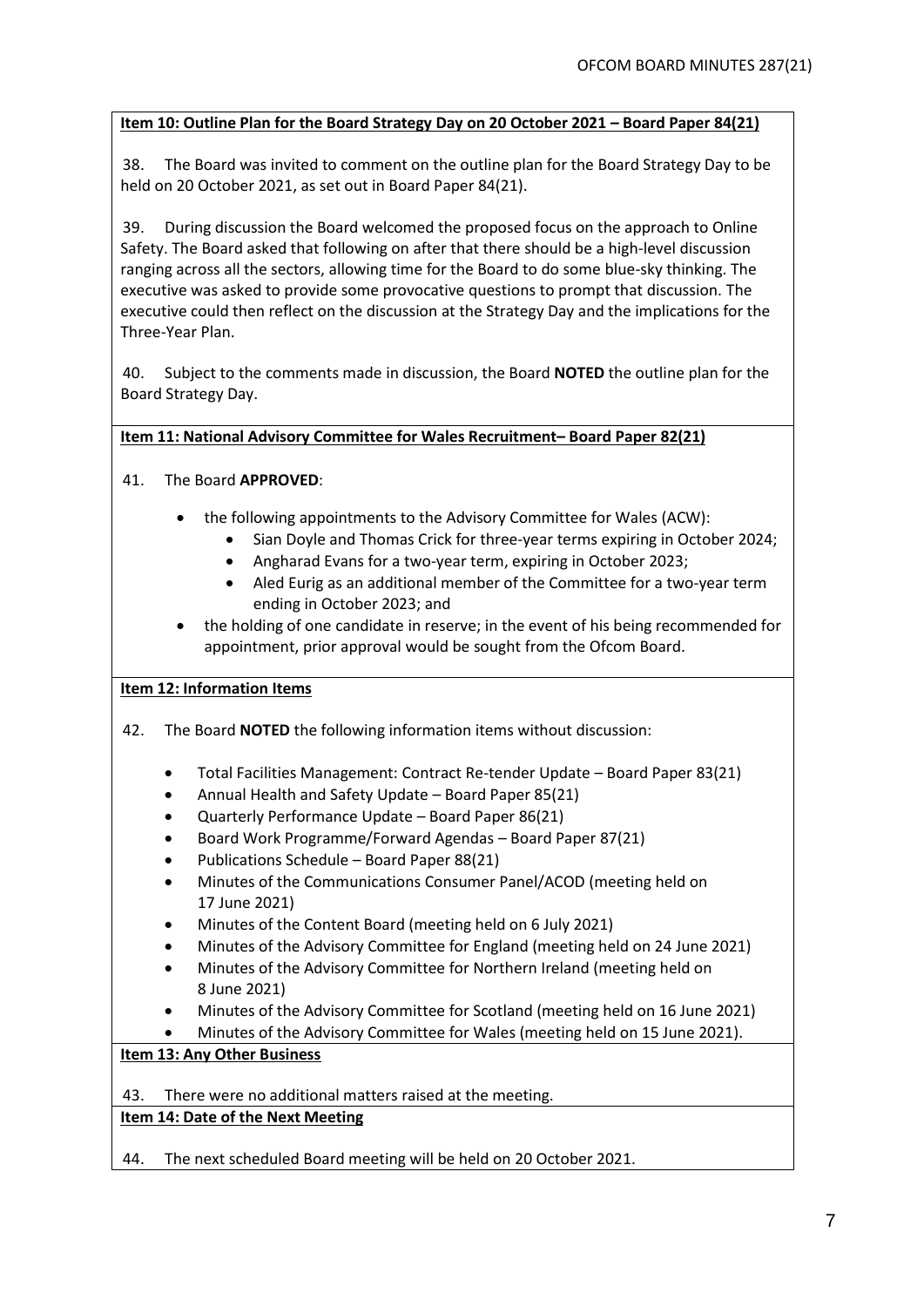**Item 10: Outline Plan for the Board Strategy Day on 20 October 2021 – Board Paper 84(21)**

38. The Board was invited to comment on the outline plan for the Board Strategy Day to be held on 20 October 2021, as set out in Board Paper 84(21).

39. During discussion the Board welcomed the proposed focus on the approach to Online Safety. The Board asked that following on after that there should be a high-level discussion ranging across all the sectors, allowing time for the Board to do some blue-sky thinking. The executive was asked to provide some provocative questions to prompt that discussion. The executive could then reflect on the discussion at the Strategy Day and the implications for the Three-Year Plan.

40. Subject to the comments made in discussion, the Board **NOTED** the outline plan for the Board Strategy Day.

**Item 11: National Advisory Committee for Wales Recruitment– Board Paper 82(21)**

41. The Board **APPROVED**:

- the following appointments to the Advisory Committee for Wales (ACW):
    - Sian Doyle and Thomas Crick for three-year terms expiring in October 2024;
    - Angharad Evans for a two-year term, expiring in October 2023;
    - Aled Eurig as an additional member of the Committee for a two-year term ending in October 2023; and
- the holding of one candidate in reserve; in the event of his being recommended for appointment, prior approval would be sought from the Ofcom Board.

**Item 12: Information Items**

42. The Board **NOTED** the following information items without discussion:

- Total Facilities Management: Contract Re-tender Update – Board Paper 83(21)
- Annual Health and Safety Update – Board Paper 85(21)
- Quarterly Performance Update – Board Paper 86(21)
- Board Work Programme/Forward Agendas – Board Paper 87(21)
- Publications Schedule – Board Paper 88(21)
- Minutes of the Communications Consumer Panel/ACOD (meeting held on 17 June 2021)
- Minutes of the Content Board (meeting held on 6 July 2021)
- Minutes of the Advisory Committee for England (meeting held on 24 June 2021)
- Minutes of the Advisory Committee for Northern Ireland (meeting held on 8 June 2021)
- Minutes of the Advisory Committee for Scotland (meeting held on 16 June 2021)
- Minutes of the Advisory Committee for Wales (meeting held on 15 June 2021).

**Item 13: Any Other Business**

43. There were no additional matters raised at the meeting.

**Item 14: Date of the Next Meeting**

44. The next scheduled Board meeting will be held on 20 October 2021.